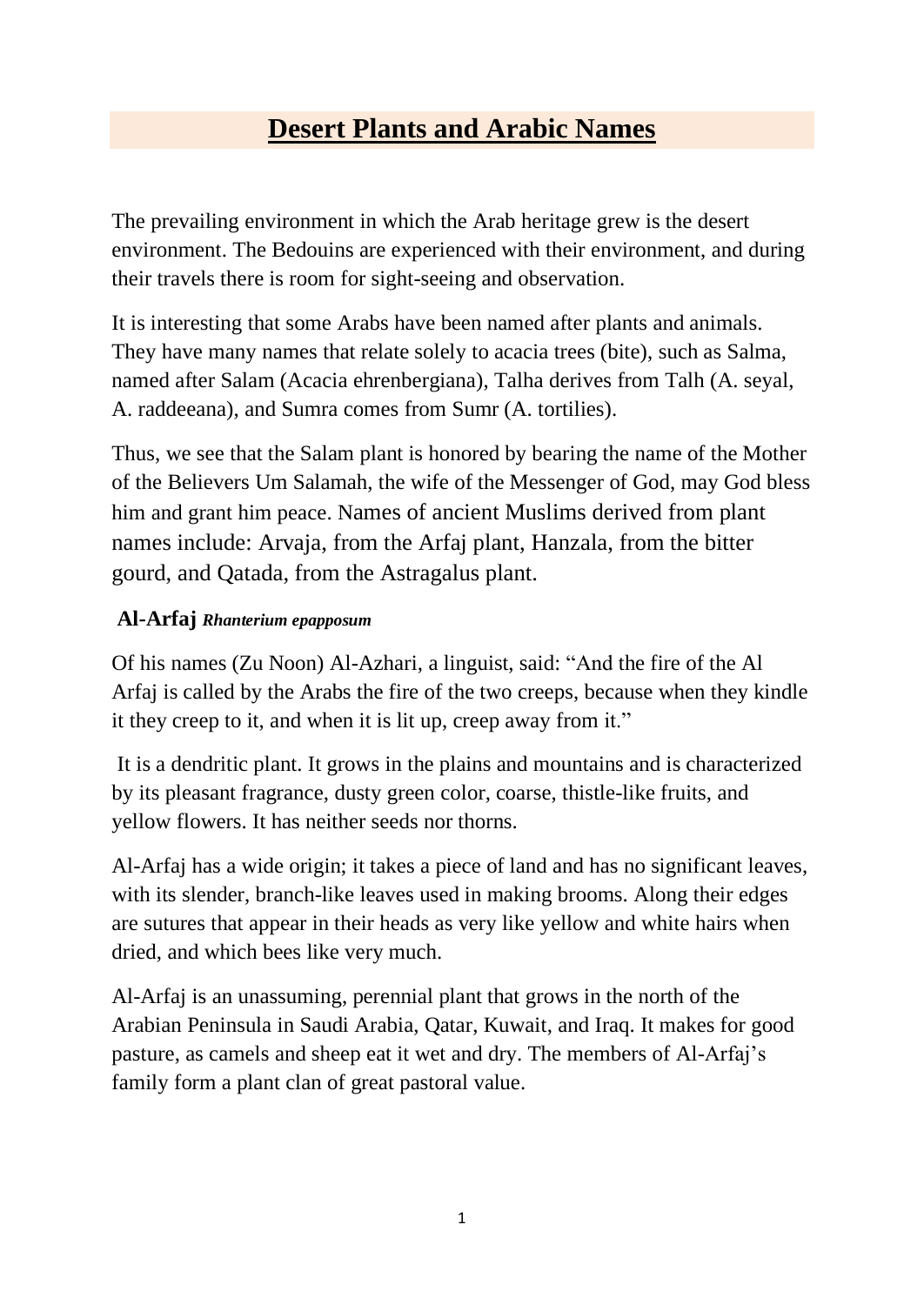# Desert Plants and Arabic Names

The prevailing environment in which the Arab heritage grew is the desert environment. The Bedouins are experienced with their environment, and during their travels there is room for sight-seeing and observation.

It is interesting that some Arabs have been named after plants and animals. They have many names that relate solely to acacia trees (bite), such as Salma, named after Salam (Acacia ehrenbergiana), Talha derives from Talh (A. seyal, A. raddeeana), and Sumra comes from Sumr (A. tortilies).

Thus, we see that the Salam plant is honored by bearing the name of the Mother of the Believers Um Salamah, the wife of the Messenger of God, may God bless him and grant him peace. Names of ancient Muslims derived from plant names include: Arvaja, from the Arfaj plant, Hanzala, from the bitter gourd, and Qatada, from the Astragalus plant.

### Al-Arfaj *Rhanterium epapposum*

Of his names (Zu Noon) Al-Azhari, a linguist, said: "And the fire of the Al Arfaj is called by the Arabs the fire of the two creeps, because when they kindle it they creep to it, and when it is lit up, creep away from it."

It is a dendritic plant. It grows in the plains and mountains and is characterized by its pleasant fragrance, dusty green color, coarse, thistle-like fruits, and yellow flowers. It has neither seeds nor thorns.

Al-Arfaj has a wide origin; it takes a piece of land and has no significant leaves, with its slender, branch-like leaves used in making brooms. Along their edges are sutures that appear in their heads as very like yellow and white hairs when dried, and which bees like very much.

Al-Arfaj is an unassuming, perennial plant that grows in the north of the Arabian Peninsula in Saudi Arabia, Qatar, Kuwait, and Iraq. It makes for good pasture, as camels and sheep eat it wet and dry. The members of Al-Arfaj's family form a plant clan of great pastoral value.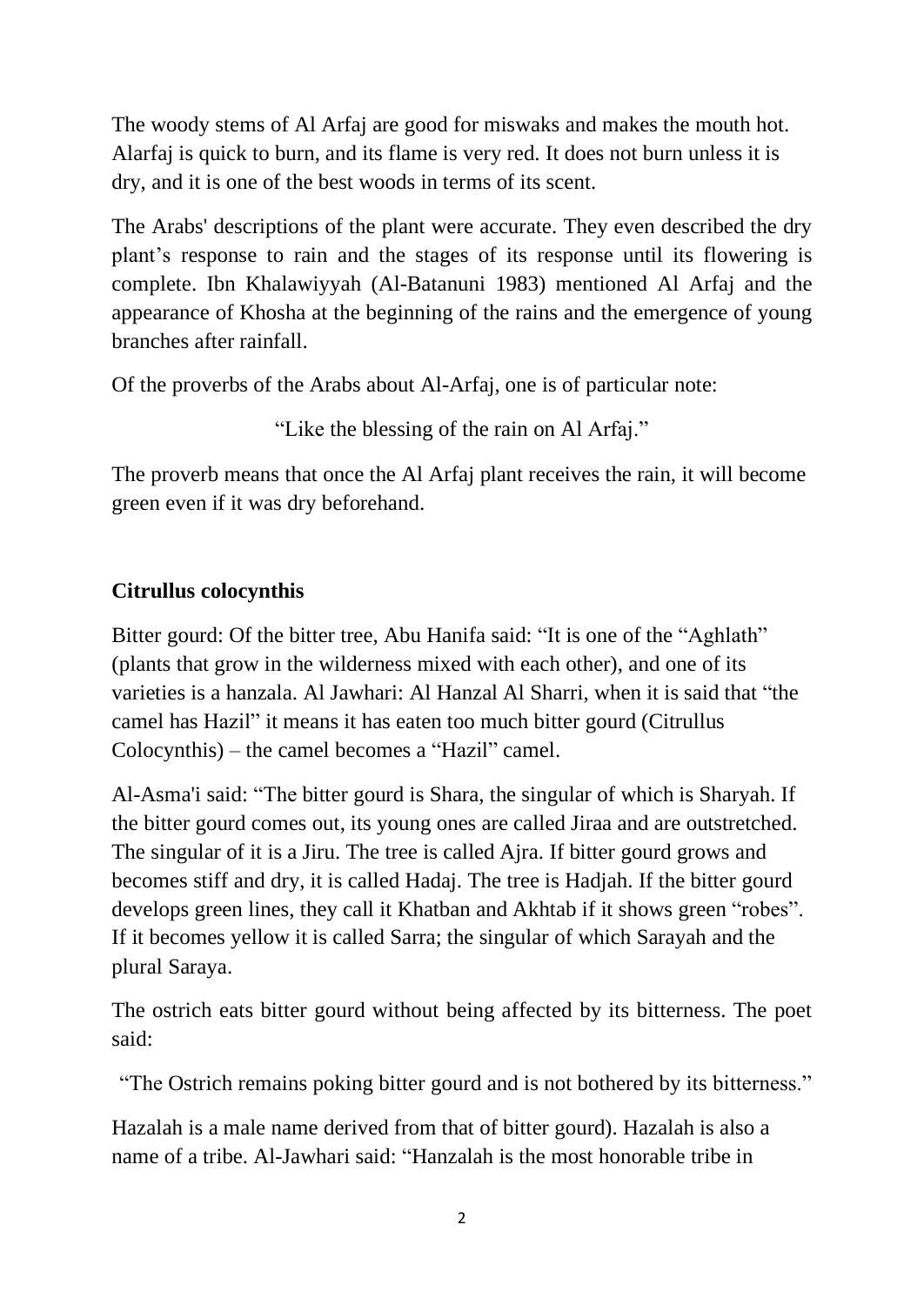The woody stems of Al Arfaj are good for miswaks and makes the mouth hot. Alarfaj is quick to burn, and its flame is very red. It does not burn unless it is dry, and it is one of the best woods in terms of its scent.

The Arabs' descriptions of the plant were accurate. They even described the dry plant's response to rain and the stages of its response until its flowering is complete. Ibn Khalawiyyah (Al-Batanuni 1983) mentioned Al Arfaj and the appearance of Khosha at the beginning of the rains and the emergence of young branches after rainfall.

Of the proverbs of the Arabs about Al-Arfaj, one is of particular note:

"Like the blessing of the rain on Al Arfaj."

The proverb means that once the Al Arfaj plant receives the rain, it will become green even if it was dry beforehand.

**Citrullus colocynthis**

Bitter gourd: Of the bitter tree, Abu Hanifa said: "It is one of the "Aghlath" (plants that grow in the wilderness mixed with each other), and one of its varieties is a hanzala. Al Jawhari: Al Hanzal Al Sharri, when it is said that "the camel has Hazil" it means it has eaten too much bitter gourd (Citrullus Colocynthis) – the camel becomes a "Hazil" camel.

Al-Asma'i said: "The bitter gourd is Shara, the singular of which is Sharyah. If the bitter gourd comes out, its young ones are called Jiraa and are outstretched. The singular of it is a Jiru. The tree is called Ajra. If bitter gourd grows and becomes stiff and dry, it is called Hadaj. The tree is Hadjah. If the bitter gourd develops green lines, they call it Khatban and Akhtab if it shows green "robes". If it becomes yellow it is called Sarra; the singular of which Sarayah and the plural Saraya.

The ostrich eats bitter gourd without being affected by its bitterness. The poet said:

"The Ostrich remains poking bitter gourd and is not bothered by its bitterness."

Hazalah is a male name derived from that of bitter gourd). Hazalah is also a name of a tribe. Al-Jawhari said: "Hanzalah is the most honorable tribe in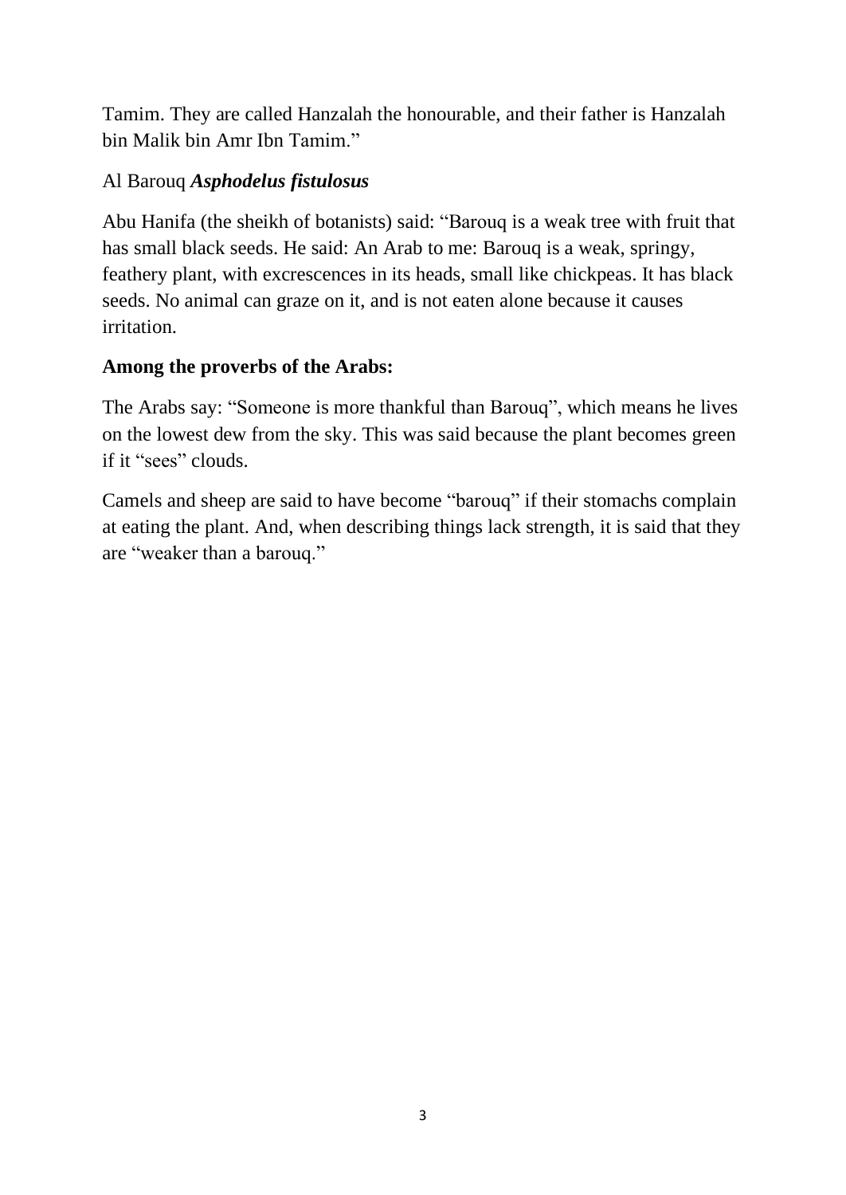Tamim. They are called Hanzalah the honourable, and their father is Hanzalah bin Malik bin Amr Ibn Tamim."

Al Barouq ***Asphodelus fistulosus***

Abu Hanifa (the sheikh of botanists) said: "Barouq is a weak tree with fruit that has small black seeds. He said: An Arab to me: Barouq is a weak, springy, feathery plant, with excrescences in its heads, small like chickpeas. It has black seeds. No animal can graze on it, and is not eaten alone because it causes irritation.

**Among the proverbs of the Arabs:**

The Arabs say: "Someone is more thankful than Barouq", which means he lives on the lowest dew from the sky. This was said because the plant becomes green if it "sees" clouds.

Camels and sheep are said to have become "barouq" if their stomachs complain at eating the plant. And, when describing things lack strength, it is said that they are "weaker than a barouq."